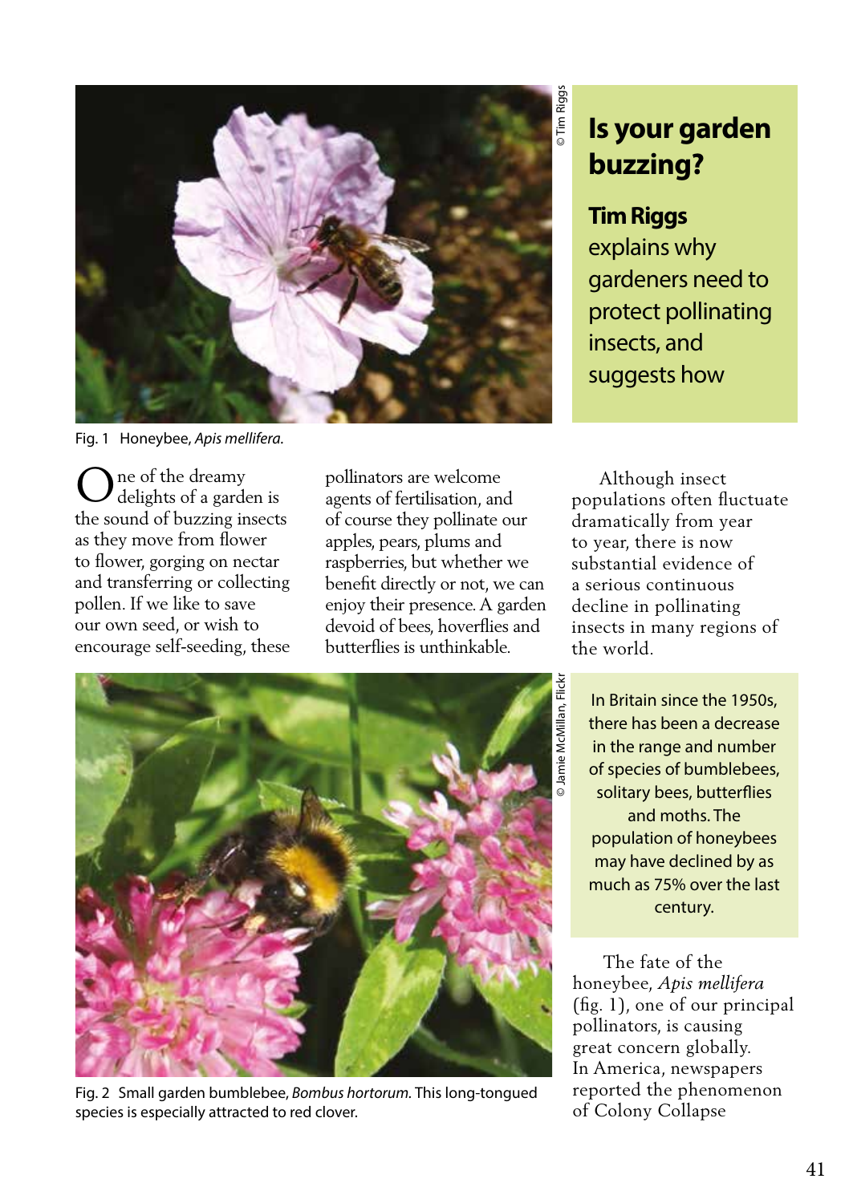# Is your garden buzzing?

**Tim Riggs** explains why gardeners need to protect pollinating insects, and suggests how

Fig. 1 Honeybee, *Apis mellifera*.

One of the dreamy delights of a garden is the sound of buzzing insects as they move from flower to flower, gorging on nectar and transferring or collecting pollen. If we like to save our own seed, or wish to encourage self-seeding, these pollinators are welcome agents of fertilisation, and of course they pollinate our apples, pears, plums and raspberries, but whether we benefit directly or not, we can enjoy their presence. A garden devoid of bees, hoverflies and butterflies is unthinkable.

Although insect populations often fluctuate dramatically from year to year, there is now substantial evidence of a serious continuous decline in pollinating insects in many regions of the world.

> In Britain since the 1950s, there has been a decrease in the range and number of species of bumblebees, solitary bees, butterflies and moths. The population of honeybees may have declined by as much as 75% over the last century.

Fig. 2 Small garden bumblebee, *Bombus hortorum.* This long-tongued species is especially attracted to red clover.

The fate of the honeybee, *Apis mellifera* (fig. 1), one of our principal pollinators, is causing great concern globally. In America, newspapers reported the phenomenon of Colony Collapse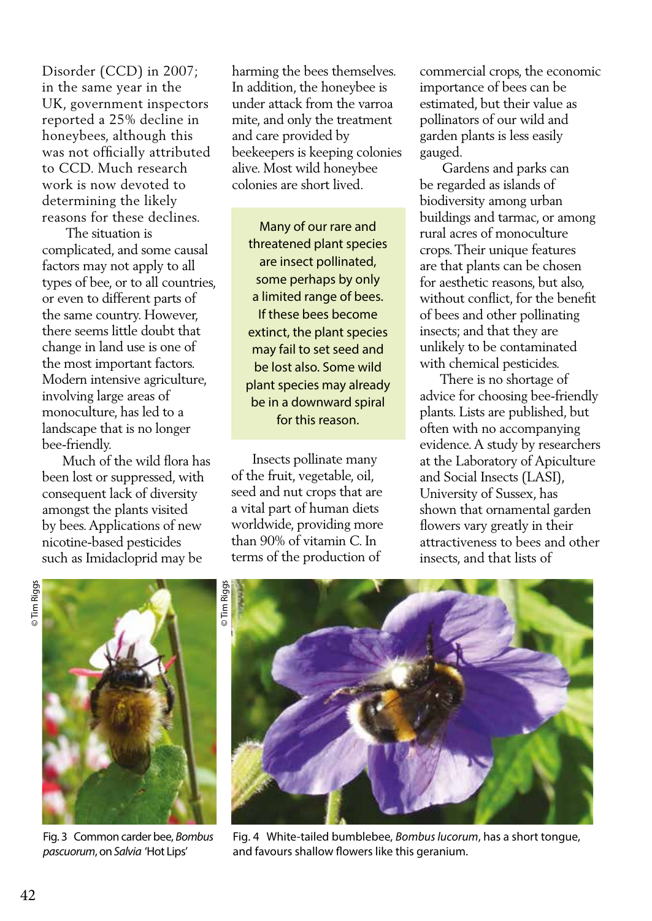Disorder (CCD) in 2007; in the same year in the UK, government inspectors reported a 25% decline in honeybees, although this was not officially attributed to CCD. Much research work is now devoted to determining the likely reasons for these declines.

The situation is complicated, and some causal factors may not apply to all types of bee, or to all countries, or even to different parts of the same country. However, there seems little doubt that change in land use is one of the most important factors. Modern intensive agriculture, involving large areas of monoculture, has led to a landscape that is no longer bee-friendly.

Much of the wild flora has been lost or suppressed, with consequent lack of diversity amongst the plants visited by bees. Applications of new nicotine-based pesticides such as Imidacloprid may be harming the bees themselves. In addition, the honeybee is under attack from the varroa mite, and only the treatment and care provided by beekeepers is keeping colonies alive. Most wild honeybee colonies are short lived.

> Many of our rare and threatened plant species are insect pollinated, some perhaps by only a limited range of bees. If these bees become extinct, the plant species may fail to set seed and be lost also. Some wild plant species may already be in a downward spiral for this reason.

Insects pollinate many of the fruit, vegetable, oil, seed and nut crops that are a vital part of human diets worldwide, providing more than 90% of vitamin C. In terms of the production of commercial crops, the economic importance of bees can be estimated, but their value as pollinators of our wild and garden plants is less easily gauged.

Gardens and parks can be regarded as islands of biodiversity among urban buildings and tarmac, or among rural acres of monoculture crops. Their unique features are that plants can be chosen for aesthetic reasons, but also, without conflict, for the benefit of bees and other pollinating insects; and that they are unlikely to be contaminated with chemical pesticides.

There is no shortage of advice for choosing bee-friendly plants. Lists are published, but often with no accompanying evidence. A study by researchers at the Laboratory of Apiculture and Social Insects (LASI), University of Sussex, has shown that ornamental garden flowers vary greatly in their attractiveness to bees and other insects, and that lists of

© Tim Riggs

Fig. 3 Common carder bee, *Bombus pascuorum*, on *Salvia* 'Hot Lips'

© Tim Riggs

Fig. 4 White-tailed bumblebee, *Bombus lucorum*, has a short tongue, and favours shallow flowers like this geranium.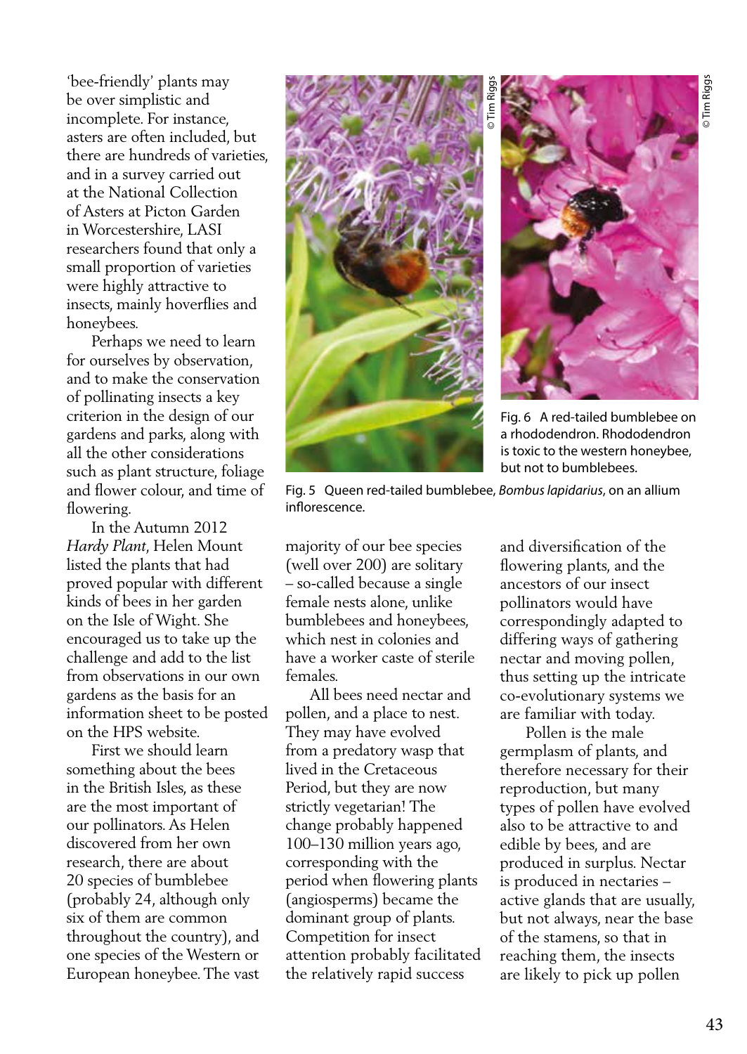'bee-friendly' plants may be over simplistic and incomplete. For instance, asters are often included, but there are hundreds of varieties, and in a survey carried out at the National Collection of Asters at Picton Garden in Worcestershire, LASI researchers found that only a small proportion of varieties were highly attractive to insects, mainly hoverflies and honeybees.

Perhaps we need to learn for ourselves by observation, and to make the conservation of pollinating insects a key criterion in the design of our gardens and parks, along with all the other considerations such as plant structure, foliage and flower colour, and time of flowering.

In the Autumn 2012 *Hardy Plant*, Helen Mount listed the plants that had proved popular with different kinds of bees in her garden on the Isle of Wight. She encouraged us to take up the challenge and add to the list from observations in our own gardens as the basis for an information sheet to be posted on the HPS website.

First we should learn something about the bees in the British Isles, as these are the most important of our pollinators. As Helen discovered from her own research, there are about 20 species of bumblebee (probably 24, although only six of them are common throughout the country), and one species of the Western or European honeybee. The vast majority of our bee species (well over 200) are solitary – so-called because a single female nests alone, unlike bumblebees and honeybees, which nest in colonies and have a worker caste of sterile females.

All bees need nectar and pollen, and a place to nest. They may have evolved from a predatory wasp that lived in the Cretaceous Period, but they are now strictly vegetarian! The change probably happened 100–130 million years ago, corresponding with the period when flowering plants (angiosperms) became the dominant group of plants. Competition for insect attention probably facilitated the relatively rapid success and diversification of the flowering plants, and the ancestors of our insect pollinators would have correspondingly adapted to differing ways of gathering nectar and moving pollen, thus setting up the intricate co-evolutionary systems we are familiar with today.

Pollen is the male germplasm of plants, and therefore necessary for their reproduction, but many types of pollen have evolved also to be attractive to and edible by bees, and are produced in surplus. Nectar is produced in nectaries – active glands that are usually, but not always, near the base of the stamens, so that in reaching them, the insects are likely to pick up pollen

© Tim Riggs

Fig. 5 Queen red-tailed bumblebee, *Bombus lapidarius*, on an allium inflorescence.

© Tim Riggs

Fig. 6 A red-tailed bumblebee on a rhododendron. Rhododendron is toxic to the western honeybee, but not to bumblebees.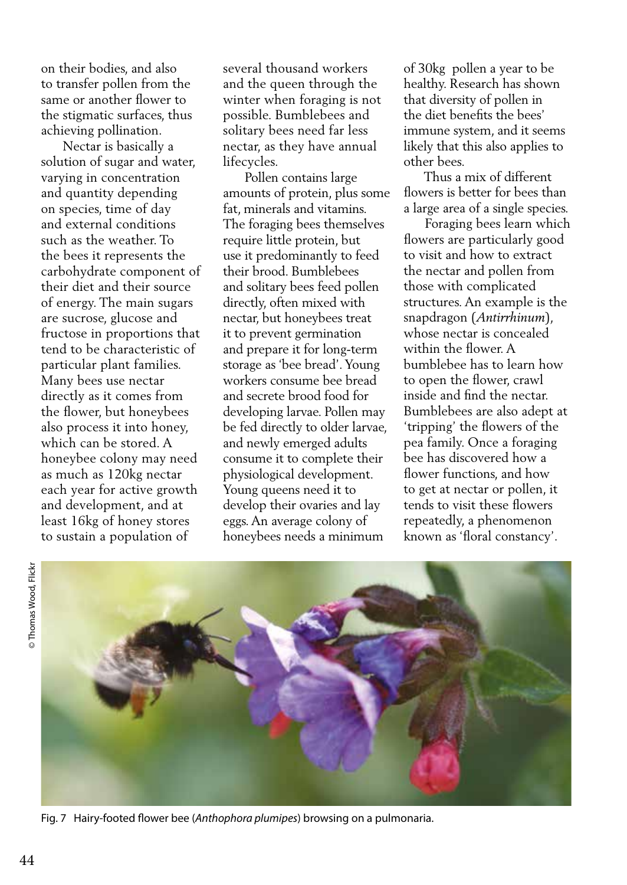on their bodies, and also to transfer pollen from the same or another flower to the stigmatic surfaces, thus achieving pollination.

Nectar is basically a solution of sugar and water, varying in concentration and quantity depending on species, time of day and external conditions such as the weather. To the bees it represents the carbohydrate component of their diet and their source of energy. The main sugars are sucrose, glucose and fructose in proportions that tend to be characteristic of particular plant families. Many bees use nectar directly as it comes from the flower, but honeybees also process it into honey, which can be stored. A honeybee colony may need as much as 120kg nectar each year for active growth and development, and at least 16kg of honey stores to sustain a population of several thousand workers and the queen through the winter when foraging is not possible. Bumblebees and solitary bees need far less nectar, as they have annual lifecycles.

Pollen contains large amounts of protein, plus some fat, minerals and vitamins. The foraging bees themselves require little protein, but use it predominantly to feed their brood. Bumblebees and solitary bees feed pollen directly, often mixed with nectar, but honeybees treat it to prevent germination and prepare it for long-term storage as 'bee bread'. Young workers consume bee bread and secrete brood food for developing larvae. Pollen may be fed directly to older larvae, and newly emerged adults consume it to complete their physiological development. Young queens need it to develop their ovaries and lay eggs. An average colony of honeybees needs a minimum of 30kg pollen a year to be healthy. Research has shown that diversity of pollen in the diet benefits the bees' immune system, and it seems likely that this also applies to other bees.

Thus a mix of different flowers is better for bees than a large area of a single species.

Foraging bees learn which flowers are particularly good to visit and how to extract the nectar and pollen from those with complicated structures. An example is the snapdragon (*Antirrhinum*), whose nectar is concealed within the flower. A bumblebee has to learn how to open the flower, crawl inside and find the nectar. Bumblebees are also adept at 'tripping' the flowers of the pea family. Once a foraging bee has discovered how a flower functions, and how to get at nectar or pollen, it tends to visit these flowers repeatedly, a phenomenon known as 'floral constancy'.

© Thomas Wood, Flickr

Fig. 7 Hairy-footed flower bee (*Anthophora plumipes*) browsing on a pulmonaria.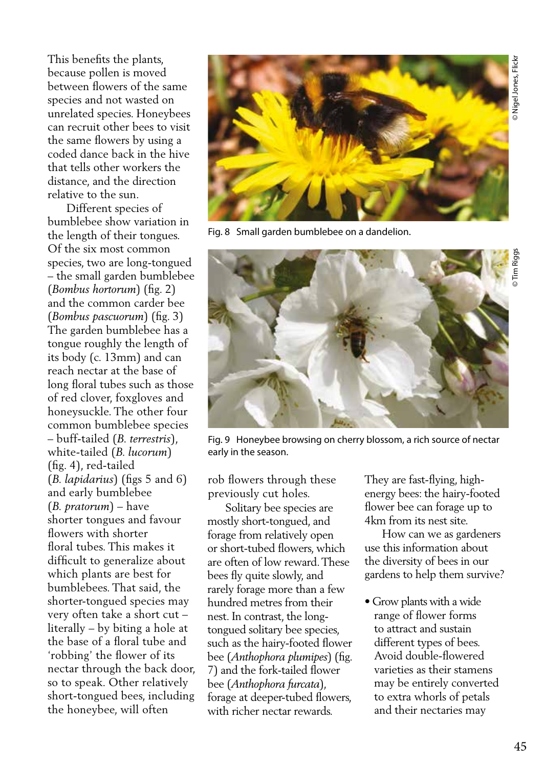This benefits the plants, because pollen is moved between flowers of the same species and not wasted on unrelated species. Honeybees can recruit other bees to visit the same flowers by using a coded dance back in the hive that tells other workers the distance, and the direction relative to the sun.

Different species of bumblebee show variation in the length of their tongues. Of the six most common species, two are long-tongued – the small garden bumblebee (*Bombus hortorum*) (fig. 2) and the common carder bee (*Bombus pascuorum*) (fig. 3) The garden bumblebee has a tongue roughly the length of its body (c. 13mm) and can reach nectar at the base of long floral tubes such as those of red clover, foxgloves and honeysuckle. The other four common bumblebee species – buff-tailed (*B. terrestris*), white-tailed (*B. lucorum*) (fig. 4), red-tailed (*B. lapidarius*) (figs 5 and 6) and early bumblebee (*B. pratorum*) – have shorter tongues and favour flowers with shorter floral tubes. This makes it difficult to generalize about which plants are best for bumblebees. That said, the shorter-tongued species may very often take a short cut – literally – by biting a hole at the base of a floral tube and 'robbing' the flower of its nectar through the back door, so to speak. Other relatively short-tongued bees, including the honeybee, will often rob flowers through these previously cut holes.

Fig. 8 Small garden bumblebee on a dandelion.

Fig. 9 Honeybee browsing on cherry blossom, a rich source of nectar early in the season.

Solitary bee species are mostly short-tongued, and forage from relatively open or short-tubed flowers, which are often of low reward. These bees fly quite slowly, and rarely forage more than a few hundred metres from their nest. In contrast, the long-tongued solitary bee species, such as the hairy-footed flower bee (*Anthophora plumipes*) (fig. 7) and the fork-tailed flower bee (*Anthophora furcata*), forage at deeper-tubed flowers, with richer nectar rewards. They are fast-flying, high-energy bees: the hairy-footed flower bee can forage up to 4km from its nest site.

How can we as gardeners use this information about the diversity of bees in our gardens to help them survive?

- Grow plants with a wide range of flower forms to attract and sustain different types of bees. Avoid double-flowered varieties as their stamens may be entirely converted to extra whorls of petals and their nectaries may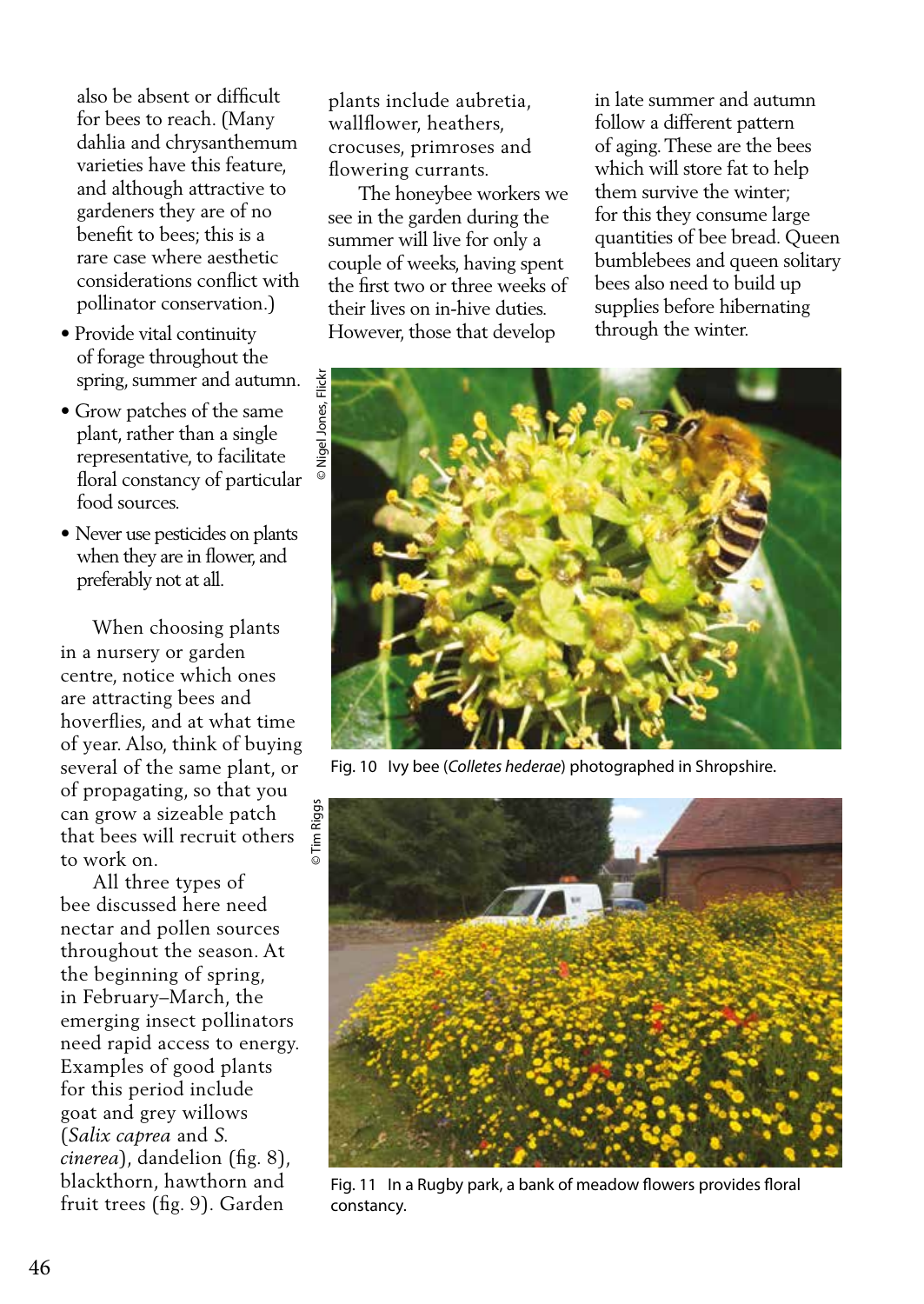also be absent or difficult for bees to reach. (Many dahlia and chrysanthemum varieties have this feature, and although attractive to gardeners they are of no benefit to bees; this is a rare case where aesthetic considerations conflict with pollinator conservation.)

- Provide vital continuity of forage throughout the spring, summer and autumn.
- Grow patches of the same plant, rather than a single representative, to facilitate floral constancy of particular food sources.
- Never use pesticides on plants when they are in flower, and preferably not at all.

When choosing plants in a nursery or garden centre, notice which ones are attracting bees and hoverflies, and at what time of year. Also, think of buying several of the same plant, or of propagating, so that you can grow a sizeable patch that bees will recruit others to work on.

All three types of bee discussed here need nectar and pollen sources throughout the season. At the beginning of spring, in February–March, the emerging insect pollinators need rapid access to energy. Examples of good plants for this period include goat and grey willows (*Salix caprea* and *S. cinerea*), dandelion (fig. 8), blackthorn, hawthorn and fruit trees (fig. 9). Garden plants include aubretia, wallflower, heathers, crocuses, primroses and flowering currants.

The honeybee workers we see in the garden during the summer will live for only a couple of weeks, having spent the first two or three weeks of their lives on in-hive duties. However, those that develop in late summer and autumn follow a different pattern of aging. These are the bees which will store fat to help them survive the winter; for this they consume large quantities of bee bread. Queen bumblebees and queen solitary bees also need to build up supplies before hibernating through the winter.

© Nigel Jones, Flickr

Fig. 10 Ivy bee (*Colletes hederae*) photographed in Shropshire.

© Tim Riggs

Fig. 11 In a Rugby park, a bank of meadow flowers provides floral constancy.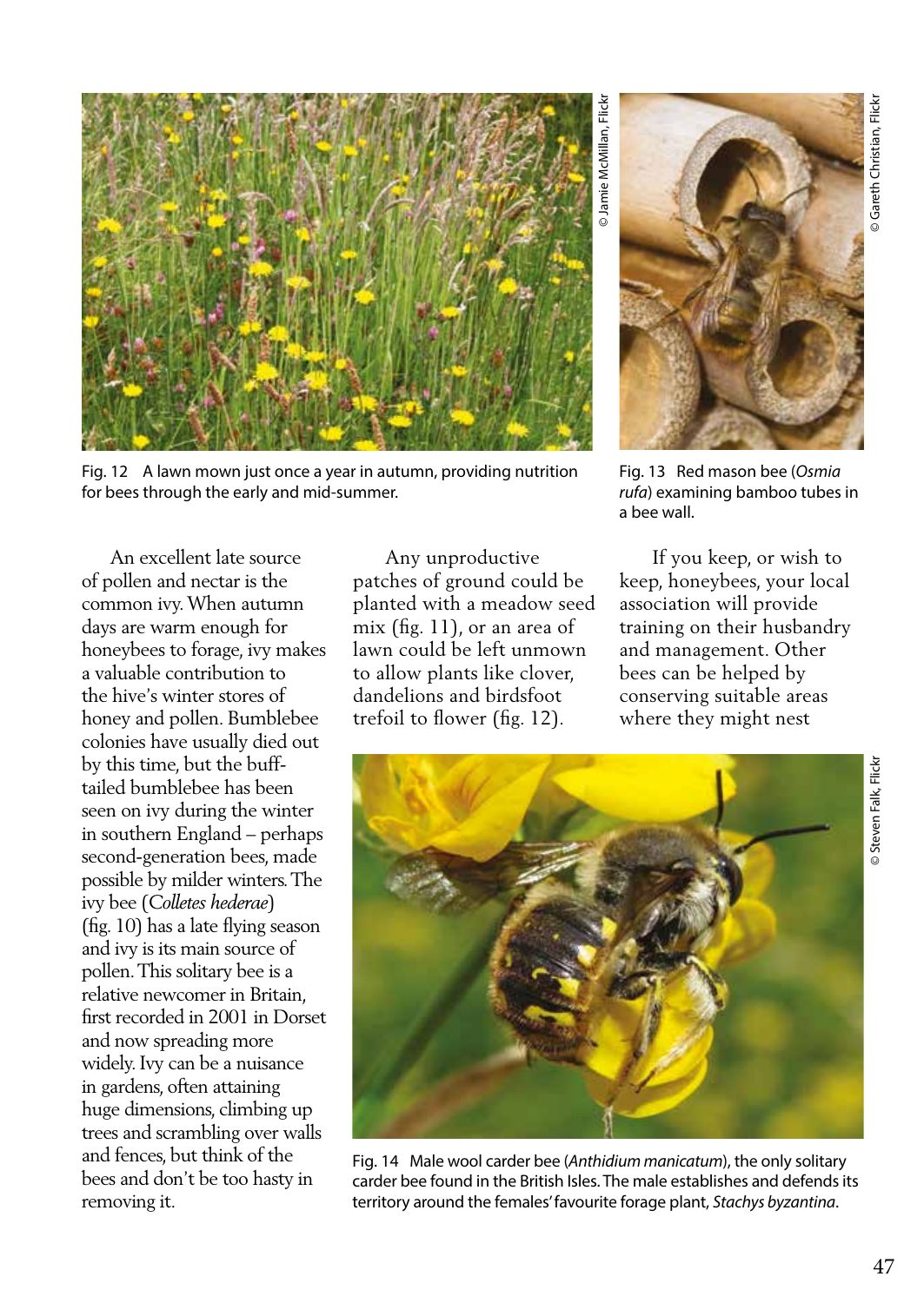Fig. 12 A lawn mown just once a year in autumn, providing nutrition for bees through the early and mid-summer.

Fig. 13 Red mason bee (*Osmia rufa*) examining bamboo tubes in a bee wall.

An excellent late source of pollen and nectar is the common ivy. When autumn days are warm enough for honeybees to forage, ivy makes a valuable contribution to the hive's winter stores of honey and pollen. Bumblebee colonies have usually died out by this time, but the buff-tailed bumblebee has been seen on ivy during the winter in southern England – perhaps second-generation bees, made possible by milder winters. The ivy bee (*Colletes hederae*) (fig. 10) has a late flying season and ivy is its main source of pollen. This solitary bee is a relative newcomer in Britain, first recorded in 2001 in Dorset and now spreading more widely. Ivy can be a nuisance in gardens, often attaining huge dimensions, climbing up trees and scrambling over walls and fences, but think of the bees and don't be too hasty in removing it.

Any unproductive patches of ground could be planted with a meadow seed mix (fig. 11), or an area of lawn could be left unmown to allow plants like clover, dandelions and birdsfoot trefoil to flower (fig. 12).

If you keep, or wish to keep, honeybees, your local association will provide training on their husbandry and management. Other bees can be helped by conserving suitable areas where they might nest

Fig. 14 Male wool carder bee (*Anthidium manicatum*), the only solitary carder bee found in the British Isles. The male establishes and defends its territory around the females' favourite forage plant, *Stachys byzantina*.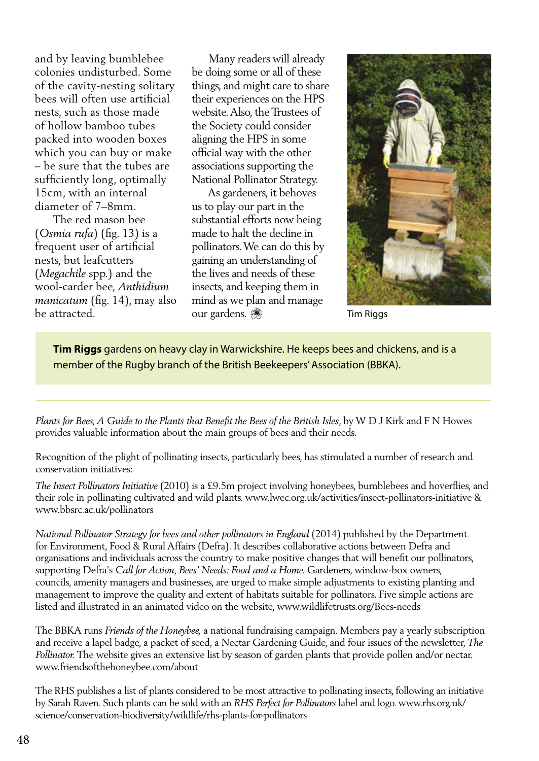and by leaving bumblebee colonies undisturbed. Some of the cavity-nesting solitary bees will often use artificial nests, such as those made of hollow bamboo tubes packed into wooden boxes which you can buy or make – be sure that the tubes are sufficiently long, optimally 15cm, with an internal diameter of 7–8mm.

The red mason bee (*Osmia rufa*) (fig. 13) is a frequent user of artificial nests, but leafcutters (*Megachile* spp.) and the wool-carder bee, *Anthidium manicatum* (fig. 14), may also be attracted.

Many readers will already be doing some or all of these things, and might care to share their experiences on the HPS website. Also, the Trustees of the Society could consider aligning the HPS in some official way with the other associations supporting the National Pollinator Strategy.

As gardeners, it behoves us to play our part in the substantial efforts now being made to halt the decline in pollinators. We can do this by gaining an understanding of the lives and needs of these insects, and keeping them in mind as we plan and manage our gardens.

Tim Riggs

**Tim Riggs** gardens on heavy clay in Warwickshire. He keeps bees and chickens, and is a member of the Rugby branch of the British Beekeepers' Association (BBKA).

---

*Plants for Bees, A Guide to the Plants that Benefit the Bees of the British Isles*, by W D J Kirk and F N Howes provides valuable information about the main groups of bees and their needs.

Recognition of the plight of pollinating insects, particularly bees, has stimulated a number of research and conservation initiatives:

*The Insect Pollinators Initiative* (2010) is a £9.5m project involving honeybees, bumblebees and hoverflies, and their role in pollinating cultivated and wild plants. www.lwec.org.uk/activities/insect-pollinators-initiative & www.bbsrc.ac.uk/pollinators

*National Pollinator Strategy for bees and other pollinators in England* (2014) published by the Department for Environment, Food & Rural Affairs (Defra). It describes collaborative actions between Defra and organisations and individuals across the country to make positive changes that will benefit our pollinators, supporting Defra's *Call for Action, Bees' Needs: Food and a Home.* Gardeners, window-box owners, councils, amenity managers and businesses, are urged to make simple adjustments to existing planting and management to improve the quality and extent of habitats suitable for pollinators. Five simple actions are listed and illustrated in an animated video on the website, www.wildlifetrusts.org/Bees-needs

The BBKA runs *Friends of the Honeybee,* a national fundraising campaign. Members pay a yearly subscription and receive a lapel badge, a packet of seed, a Nectar Gardening Guide, and four issues of the newsletter, *The Pollinator.* The website gives an extensive list by season of garden plants that provide pollen and/or nectar. www.friendsofthehoneybee.com/about

The RHS publishes a list of plants considered to be most attractive to pollinating insects, following an initiative by Sarah Raven. Such plants can be sold with an *RHS Perfect for Pollinators* label and logo. www.rhs.org.uk/science/conservation-biodiversity/wildlife/rhs-plants-for-pollinators